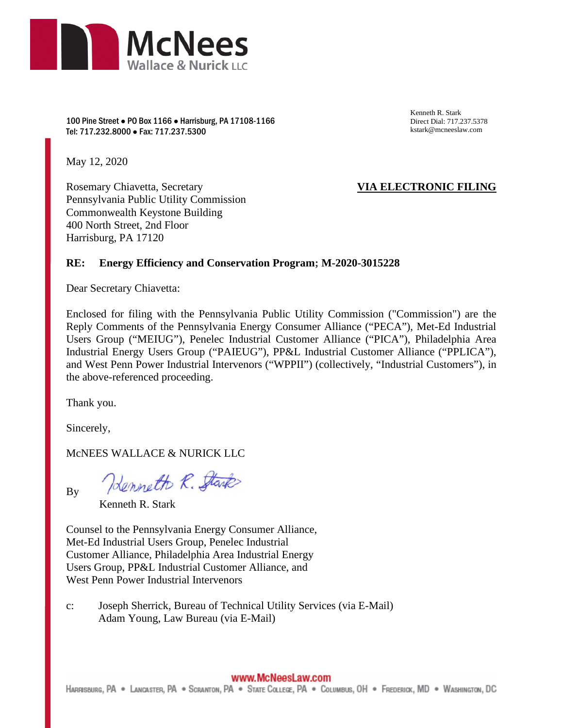**McNees**
Wallace & Nurick LLC

100 Pine Street • PO Box 1166 • Harrisburg, PA 17108-1166
Tel: 717.232.8000 • Fax: 717.237.5300

Kenneth R. Stark
Direct Dial: 717.237.5378
kstark@mcneeslaw.com

May 12, 2020

Rosemary Chiavetta, Secretary
Pennsylvania Public Utility Commission
Commonwealth Keystone Building
400 North Street, 2nd Floor
Harrisburg, PA 17120

**VIA ELECTRONIC FILING**

**RE: Energy Efficiency and Conservation Program; M-2020-3015228**

Dear Secretary Chiavetta:

Enclosed for filing with the Pennsylvania Public Utility Commission ("Commission") are the Reply Comments of the Pennsylvania Energy Consumer Alliance ("PECA"), Met-Ed Industrial Users Group ("MEIUG"), Penelec Industrial Customer Alliance ("PICA"), Philadelphia Area Industrial Energy Users Group ("PAIEUG"), PP&L Industrial Customer Alliance ("PPLICA"), and West Penn Power Industrial Intervenors ("WPPII") (collectively, "Industrial Customers"), in the above-referenced proceeding.

Thank you.

Sincerely,

McNEES WALLACE & NURICK LLC

By Kenneth R. Stark
Kenneth R. Stark

Counsel to the Pennsylvania Energy Consumer Alliance, Met-Ed Industrial Users Group, Penelec Industrial Customer Alliance, Philadelphia Area Industrial Energy Users Group, PP&L Industrial Customer Alliance, and West Penn Power Industrial Intervenors

c: Joseph Sherrick, Bureau of Technical Utility Services (via E-Mail)
Adam Young, Law Bureau (via E-Mail)

www.McNeesLaw.com
Harrisburg, PA • Lancaster, PA • Scranton, PA • State College, PA • Columbus, OH • Frederick, MD • Washington, DC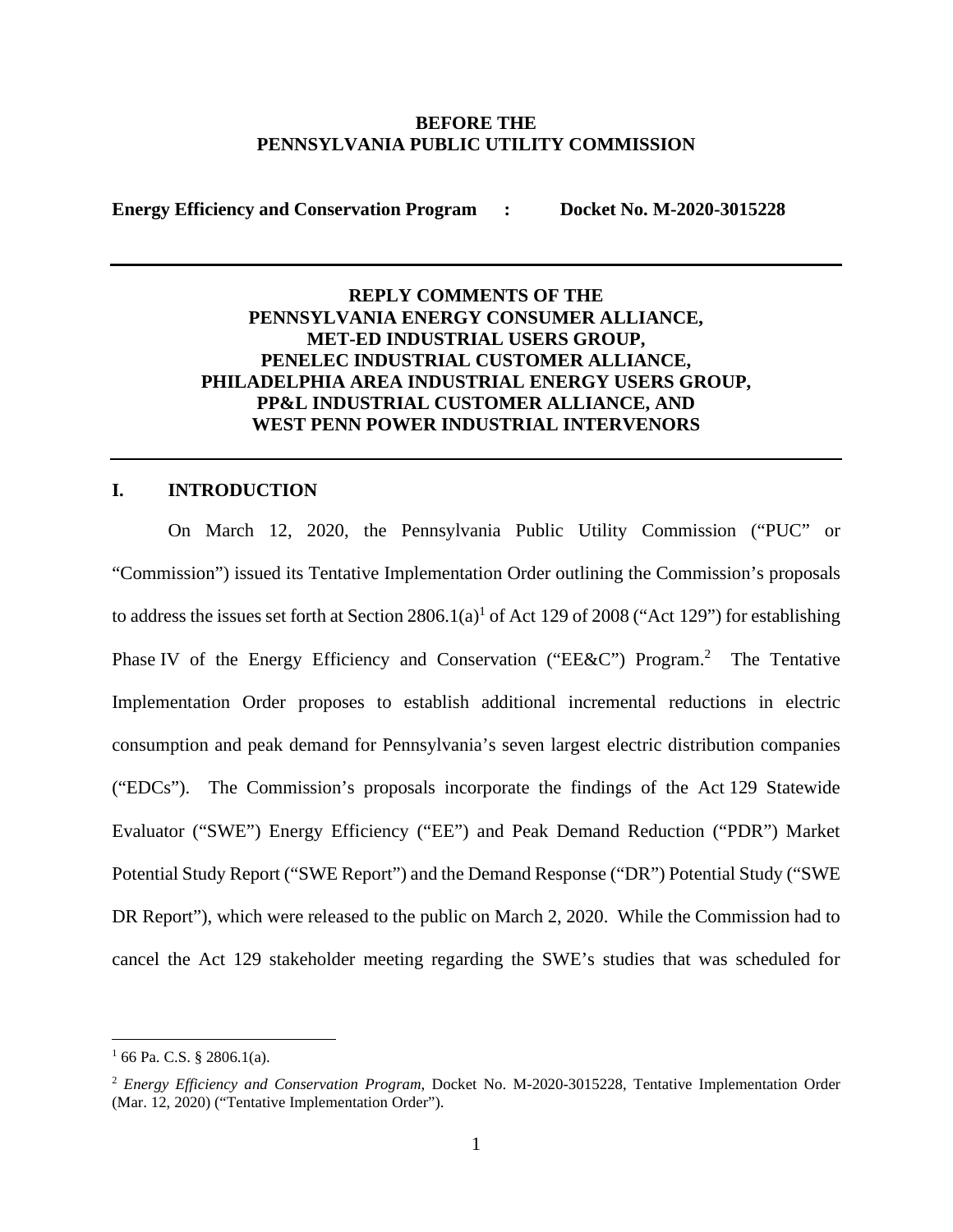**BEFORE THE**
**PENNSYLVANIA PUBLIC UTILITY COMMISSION**

**Energy Efficiency and Conservation Program : Docket No. M-2020-3015228**

---

**REPLY COMMENTS OF THE**
**PENNSYLVANIA ENERGY CONSUMER ALLIANCE,**
**MET-ED INDUSTRIAL USERS GROUP,**
**PENELEC INDUSTRIAL CUSTOMER ALLIANCE,**
**PHILADELPHIA AREA INDUSTRIAL ENERGY USERS GROUP,**
**PP&L INDUSTRIAL CUSTOMER ALLIANCE, AND**
**WEST PENN POWER INDUSTRIAL INTERVENORS**

---

## I. INTRODUCTION

On March 12, 2020, the Pennsylvania Public Utility Commission ("PUC" or "Commission") issued its Tentative Implementation Order outlining the Commission's proposals to address the issues set forth at Section 2806.1(a)[1] of Act 129 of 2008 ("Act 129") for establishing Phase IV of the Energy Efficiency and Conservation ("EE&C") Program.[2] The Tentative Implementation Order proposes to establish additional incremental reductions in electric consumption and peak demand for Pennsylvania's seven largest electric distribution companies ("EDCs"). The Commission's proposals incorporate the findings of the Act 129 Statewide Evaluator ("SWE") Energy Efficiency ("EE") and Peak Demand Reduction ("PDR") Market Potential Study Report ("SWE Report") and the Demand Response ("DR") Potential Study ("SWE DR Report"), which were released to the public on March 2, 2020. While the Commission had to cancel the Act 129 stakeholder meeting regarding the SWE's studies that was scheduled for

---

[1] 66 Pa. C.S. § 2806.1(a).

[2] *Energy Efficiency and Conservation Program*, Docket No. M-2020-3015228, Tentative Implementation Order (Mar. 12, 2020) ("Tentative Implementation Order").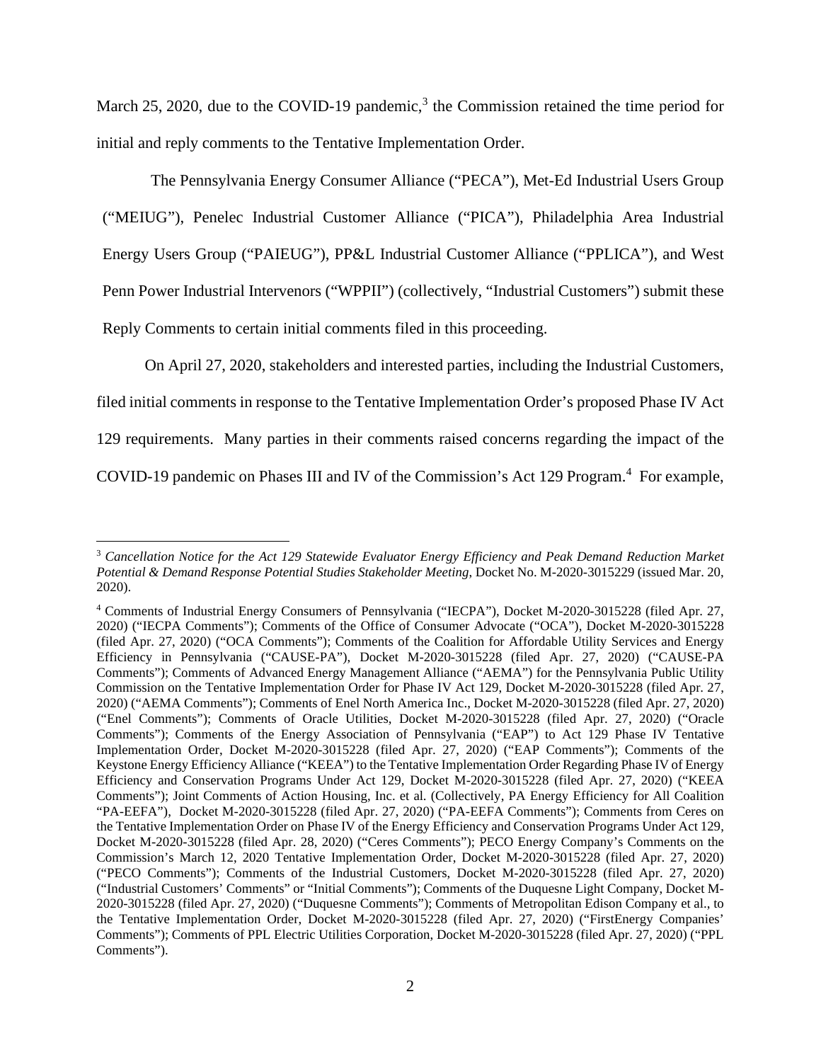March 25, 2020, due to the COVID-19 pandemic,[3] the Commission retained the time period for initial and reply comments to the Tentative Implementation Order.

The Pennsylvania Energy Consumer Alliance ("PECA"), Met-Ed Industrial Users Group ("MEIUG"), Penelec Industrial Customer Alliance ("PICA"), Philadelphia Area Industrial Energy Users Group ("PAIEUG"), PP&L Industrial Customer Alliance ("PPLICA"), and West Penn Power Industrial Intervenors ("WPPII") (collectively, "Industrial Customers") submit these Reply Comments to certain initial comments filed in this proceeding.

On April 27, 2020, stakeholders and interested parties, including the Industrial Customers, filed initial comments in response to the Tentative Implementation Order's proposed Phase IV Act 129 requirements. Many parties in their comments raised concerns regarding the impact of the COVID-19 pandemic on Phases III and IV of the Commission's Act 129 Program.[4] For example,

---

[3] *Cancellation Notice for the Act 129 Statewide Evaluator Energy Efficiency and Peak Demand Reduction Market Potential & Demand Response Potential Studies Stakeholder Meeting*, Docket No. M-2020-3015229 (issued Mar. 20, 2020).

[4] Comments of Industrial Energy Consumers of Pennsylvania ("IECPA"), Docket M-2020-3015228 (filed Apr. 27, 2020) ("IECPA Comments"); Comments of the Office of Consumer Advocate ("OCA"), Docket M-2020-3015228 (filed Apr. 27, 2020) ("OCA Comments"); Comments of the Coalition for Affordable Utility Services and Energy Efficiency in Pennsylvania ("CAUSE-PA"), Docket M-2020-3015228 (filed Apr. 27, 2020) ("CAUSE-PA Comments"); Comments of Advanced Energy Management Alliance ("AEMA") for the Pennsylvania Public Utility Commission on the Tentative Implementation Order for Phase IV Act 129, Docket M-2020-3015228 (filed Apr. 27, 2020) ("AEMA Comments"); Comments of Enel North America Inc., Docket M-2020-3015228 (filed Apr. 27, 2020) ("Enel Comments"); Comments of Oracle Utilities, Docket M-2020-3015228 (filed Apr. 27, 2020) ("Oracle Comments"); Comments of the Energy Association of Pennsylvania ("EAP") to Act 129 Phase IV Tentative Implementation Order, Docket M-2020-3015228 (filed Apr. 27, 2020) ("EAP Comments"); Comments of the Keystone Energy Efficiency Alliance ("KEEA") to the Tentative Implementation Order Regarding Phase IV of Energy Efficiency and Conservation Programs Under Act 129, Docket M-2020-3015228 (filed Apr. 27, 2020) ("KEEA Comments"); Joint Comments of Action Housing, Inc. et al. (Collectively, PA Energy Efficiency for All Coalition "PA-EEFA"), Docket M-2020-3015228 (filed Apr. 27, 2020) ("PA-EEFA Comments"); Comments from Ceres on the Tentative Implementation Order on Phase IV of the Energy Efficiency and Conservation Programs Under Act 129, Docket M-2020-3015228 (filed Apr. 28, 2020) ("Ceres Comments"); PECO Energy Company's Comments on the Commission's March 12, 2020 Tentative Implementation Order, Docket M-2020-3015228 (filed Apr. 27, 2020) ("PECO Comments"); Comments of the Industrial Customers, Docket M-2020-3015228 (filed Apr. 27, 2020) ("Industrial Customers' Comments" or "Initial Comments"); Comments of the Duquesne Light Company, Docket M-2020-3015228 (filed Apr. 27, 2020) ("Duquesne Comments"); Comments of Metropolitan Edison Company et al., to the Tentative Implementation Order, Docket M-2020-3015228 (filed Apr. 27, 2020) ("FirstEnergy Companies' Comments"); Comments of PPL Electric Utilities Corporation, Docket M-2020-3015228 (filed Apr. 27, 2020) ("PPL Comments").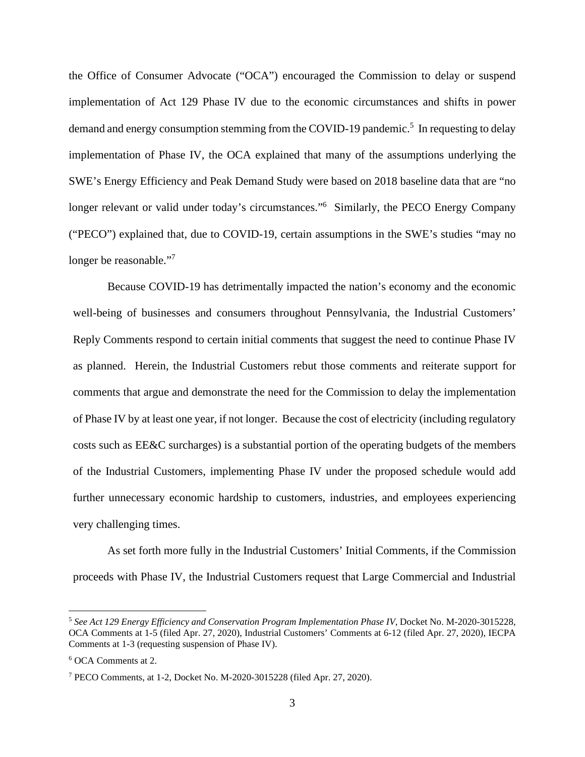the Office of Consumer Advocate ("OCA") encouraged the Commission to delay or suspend implementation of Act 129 Phase IV due to the economic circumstances and shifts in power demand and energy consumption stemming from the COVID-19 pandemic.[5] In requesting to delay implementation of Phase IV, the OCA explained that many of the assumptions underlying the SWE's Energy Efficiency and Peak Demand Study were based on 2018 baseline data that are "no longer relevant or valid under today's circumstances."[6] Similarly, the PECO Energy Company ("PECO") explained that, due to COVID-19, certain assumptions in the SWE's studies "may no longer be reasonable."[7]

Because COVID-19 has detrimentally impacted the nation's economy and the economic well-being of businesses and consumers throughout Pennsylvania, the Industrial Customers' Reply Comments respond to certain initial comments that suggest the need to continue Phase IV as planned. Herein, the Industrial Customers rebut those comments and reiterate support for comments that argue and demonstrate the need for the Commission to delay the implementation of Phase IV by at least one year, if not longer. Because the cost of electricity (including regulatory costs such as EE&C surcharges) is a substantial portion of the operating budgets of the members of the Industrial Customers, implementing Phase IV under the proposed schedule would add further unnecessary economic hardship to customers, industries, and employees experiencing very challenging times.

As set forth more fully in the Industrial Customers' Initial Comments, if the Commission proceeds with Phase IV, the Industrial Customers request that Large Commercial and Industrial

---

[5] *See Act 129 Energy Efficiency and Conservation Program Implementation Phase IV*, Docket No. M-2020-3015228, OCA Comments at 1-5 (filed Apr. 27, 2020), Industrial Customers' Comments at 6-12 (filed Apr. 27, 2020), IECPA Comments at 1-3 (requesting suspension of Phase IV).

[6] OCA Comments at 2.

[7] PECO Comments, at 1-2, Docket No. M-2020-3015228 (filed Apr. 27, 2020).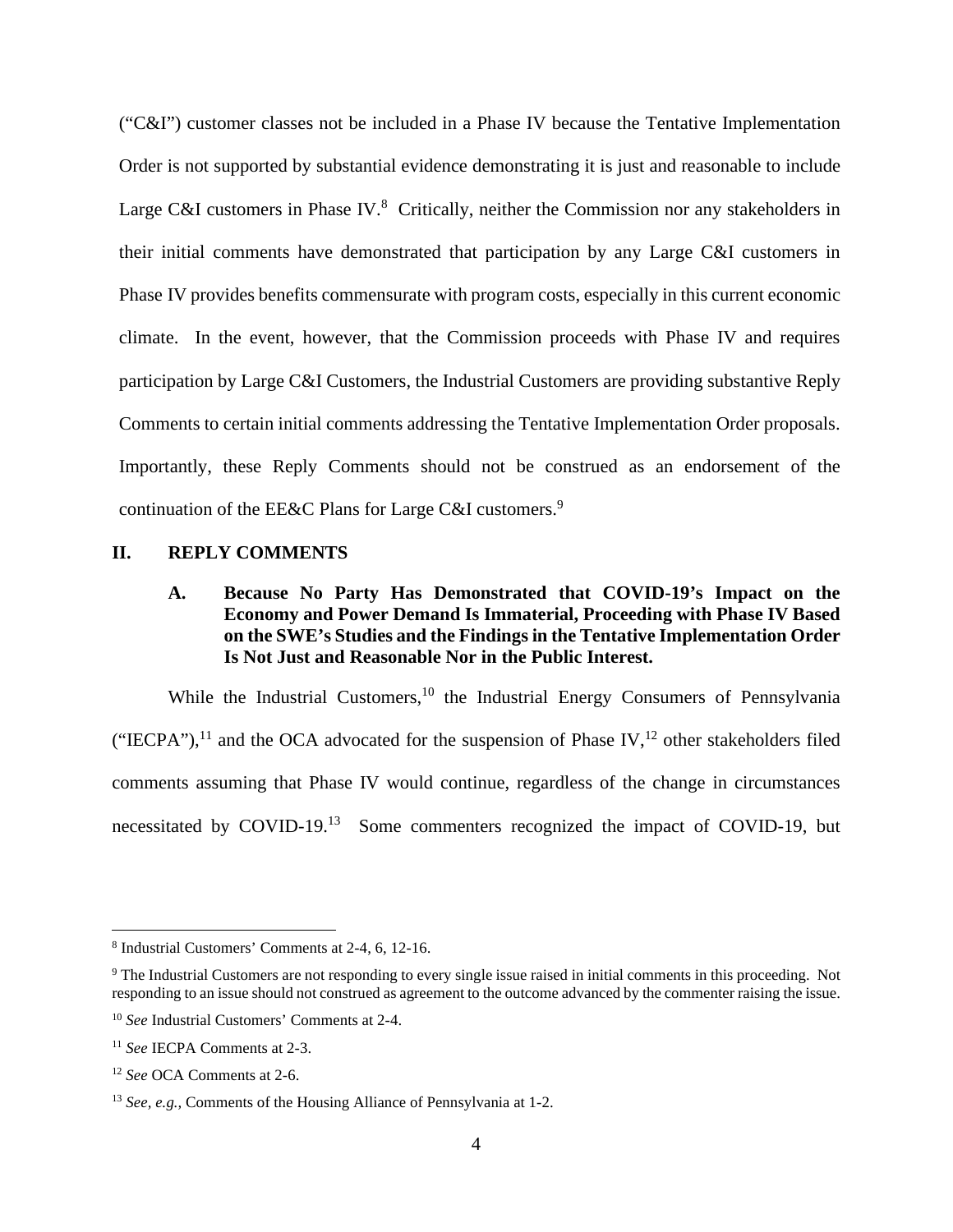("C&I") customer classes not be included in a Phase IV because the Tentative Implementation Order is not supported by substantial evidence demonstrating it is just and reasonable to include Large C&I customers in Phase IV.[8] Critically, neither the Commission nor any stakeholders in their initial comments have demonstrated that participation by any Large C&I customers in Phase IV provides benefits commensurate with program costs, especially in this current economic climate. In the event, however, that the Commission proceeds with Phase IV and requires participation by Large C&I Customers, the Industrial Customers are providing substantive Reply Comments to certain initial comments addressing the Tentative Implementation Order proposals. Importantly, these Reply Comments should not be construed as an endorsement of the continuation of the EE&C Plans for Large C&I customers.[9]

## II. REPLY COMMENTS

### A. Because No Party Has Demonstrated that COVID-19's Impact on the Economy and Power Demand Is Immaterial, Proceeding with Phase IV Based on the SWE's Studies and the Findings in the Tentative Implementation Order Is Not Just and Reasonable Nor in the Public Interest.

While the Industrial Customers,[10] the Industrial Energy Consumers of Pennsylvania ("IECPA"),[11] and the OCA advocated for the suspension of Phase IV,[12] other stakeholders filed comments assuming that Phase IV would continue, regardless of the change in circumstances necessitated by COVID-19.[13] Some commenters recognized the impact of COVID-19, but

---

[8] Industrial Customers' Comments at 2-4, 6, 12-16.

[9] The Industrial Customers are not responding to every single issue raised in initial comments in this proceeding. Not responding to an issue should not construed as agreement to the outcome advanced by the commenter raising the issue.

[10] *See* Industrial Customers' Comments at 2-4.

[11] *See* IECPA Comments at 2-3.

[12] *See* OCA Comments at 2-6.

[13] *See, e.g.,* Comments of the Housing Alliance of Pennsylvania at 1-2.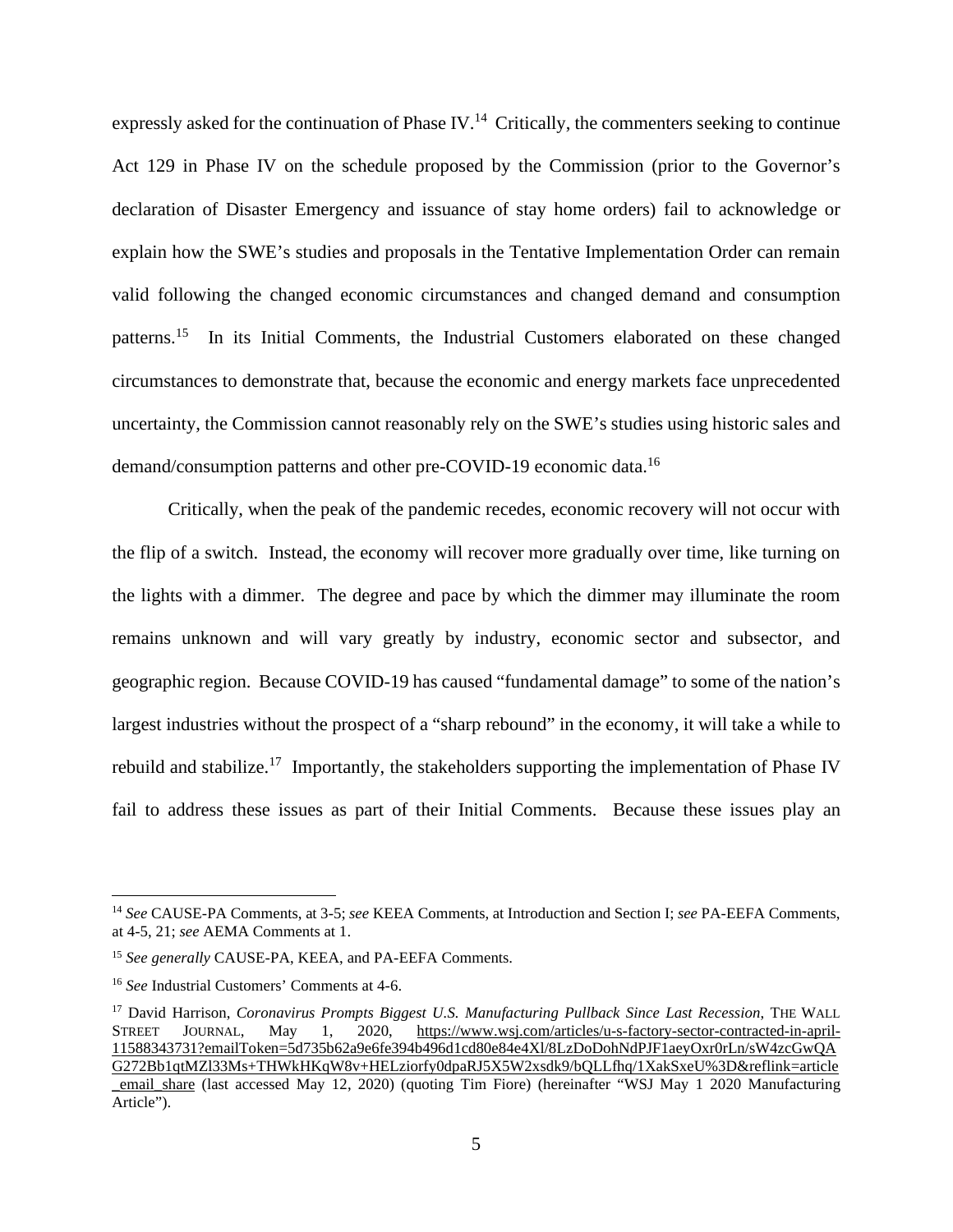expressly asked for the continuation of Phase IV.[14] Critically, the commenters seeking to continue Act 129 in Phase IV on the schedule proposed by the Commission (prior to the Governor's declaration of Disaster Emergency and issuance of stay home orders) fail to acknowledge or explain how the SWE's studies and proposals in the Tentative Implementation Order can remain valid following the changed economic circumstances and changed demand and consumption patterns.[15] In its Initial Comments, the Industrial Customers elaborated on these changed circumstances to demonstrate that, because the economic and energy markets face unprecedented uncertainty, the Commission cannot reasonably rely on the SWE's studies using historic sales and demand/consumption patterns and other pre-COVID-19 economic data.[16]

Critically, when the peak of the pandemic recedes, economic recovery will not occur with the flip of a switch. Instead, the economy will recover more gradually over time, like turning on the lights with a dimmer. The degree and pace by which the dimmer may illuminate the room remains unknown and will vary greatly by industry, economic sector and subsector, and geographic region. Because COVID-19 has caused "fundamental damage" to some of the nation's largest industries without the prospect of a "sharp rebound" in the economy, it will take a while to rebuild and stabilize.[17] Importantly, the stakeholders supporting the implementation of Phase IV fail to address these issues as part of their Initial Comments. Because these issues play an

---

[14] *See* CAUSE-PA Comments, at 3-5; *see* KEEA Comments, at Introduction and Section I; *see* PA-EEFA Comments, at 4-5, 21; *see* AEMA Comments at 1.

[15] *See generally* CAUSE-PA, KEEA, and PA-EEFA Comments.

[16] *See* Industrial Customers' Comments at 4-6.

[17] David Harrison, *Coronavirus Prompts Biggest U.S. Manufacturing Pullback Since Last Recession*, THE WALL STREET JOURNAL, May 1, 2020, https://www.wsj.com/articles/u-s-factory-sector-contracted-in-april-11588343731?emailToken=5d735b62a9e6fe394b496d1cd80e84e4Xl/8LzDoDohNdPJF1aeyOxr0rLn/sW4zcGwQAG272Bb1qtMZl33Ms+THWkHKqW8v+HELziorfy0dpaRJ5X5W2xsdk9/bQLLfhq/1XakSxeU%3D&reflink=article_email_share (last accessed May 12, 2020) (quoting Tim Fiore) (hereinafter "WSJ May 1 2020 Manufacturing Article").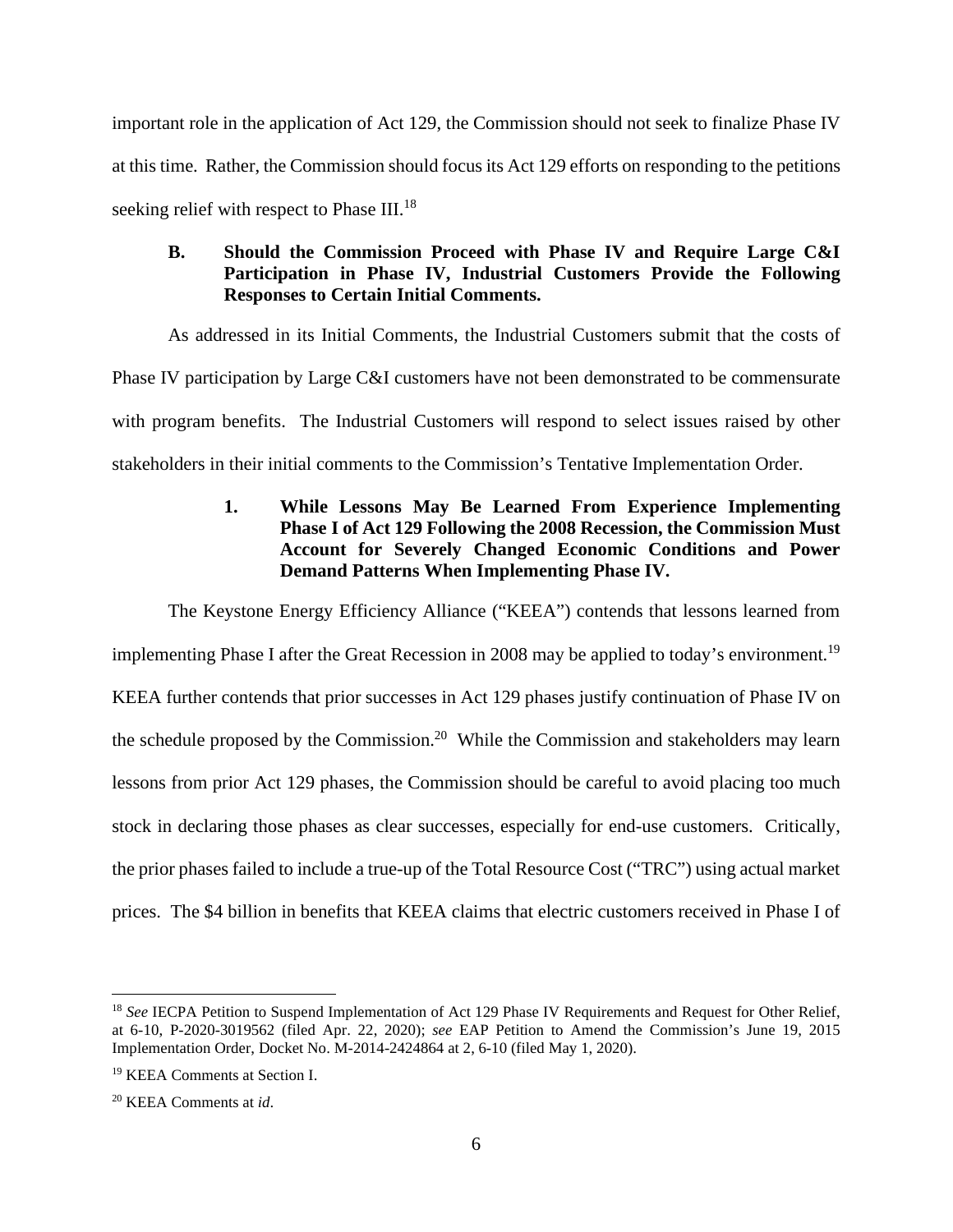important role in the application of Act 129, the Commission should not seek to finalize Phase IV at this time. Rather, the Commission should focus its Act 129 efforts on responding to the petitions seeking relief with respect to Phase III.[18]

### B. Should the Commission Proceed with Phase IV and Require Large C&I Participation in Phase IV, Industrial Customers Provide the Following Responses to Certain Initial Comments.

As addressed in its Initial Comments, the Industrial Customers submit that the costs of Phase IV participation by Large C&I customers have not been demonstrated to be commensurate with program benefits. The Industrial Customers will respond to select issues raised by other stakeholders in their initial comments to the Commission's Tentative Implementation Order.

#### 1. While Lessons May Be Learned From Experience Implementing Phase I of Act 129 Following the 2008 Recession, the Commission Must Account for Severely Changed Economic Conditions and Power Demand Patterns When Implementing Phase IV.

The Keystone Energy Efficiency Alliance ("KEEA") contends that lessons learned from implementing Phase I after the Great Recession in 2008 may be applied to today's environment.[19] KEEA further contends that prior successes in Act 129 phases justify continuation of Phase IV on the schedule proposed by the Commission.[20] While the Commission and stakeholders may learn lessons from prior Act 129 phases, the Commission should be careful to avoid placing too much stock in declaring those phases as clear successes, especially for end-use customers. Critically, the prior phases failed to include a true-up of the Total Resource Cost ("TRC") using actual market prices. The $4 billion in benefits that KEEA claims that electric customers received in Phase I of

---

[18] *See* IECPA Petition to Suspend Implementation of Act 129 Phase IV Requirements and Request for Other Relief, at 6-10, P-2020-3019562 (filed Apr. 22, 2020); *see* EAP Petition to Amend the Commission's June 19, 2015 Implementation Order, Docket No. M-2014-2424864 at 2, 6-10 (filed May 1, 2020).

[19] KEEA Comments at Section I.

[20] KEEA Comments at *id*.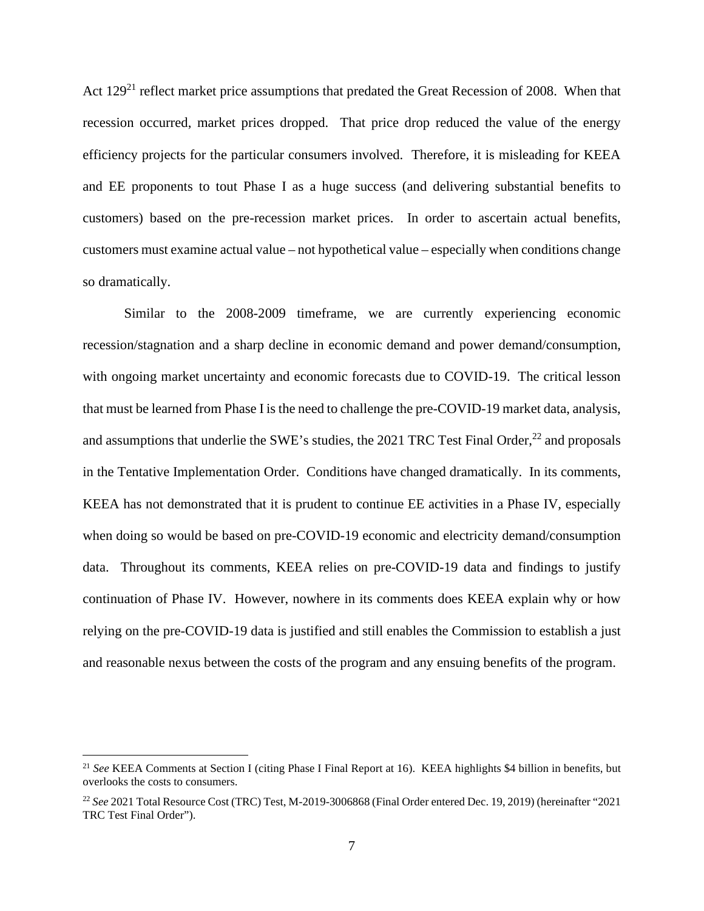Act 129[21] reflect market price assumptions that predated the Great Recession of 2008. When that recession occurred, market prices dropped. That price drop reduced the value of the energy efficiency projects for the particular consumers involved. Therefore, it is misleading for KEEA and EE proponents to tout Phase I as a huge success (and delivering substantial benefits to customers) based on the pre-recession market prices. In order to ascertain actual benefits, customers must examine actual value – not hypothetical value – especially when conditions change so dramatically.

Similar to the 2008-2009 timeframe, we are currently experiencing economic recession/stagnation and a sharp decline in economic demand and power demand/consumption, with ongoing market uncertainty and economic forecasts due to COVID-19. The critical lesson that must be learned from Phase I is the need to challenge the pre-COVID-19 market data, analysis, and assumptions that underlie the SWE's studies, the 2021 TRC Test Final Order,[22] and proposals in the Tentative Implementation Order. Conditions have changed dramatically. In its comments, KEEA has not demonstrated that it is prudent to continue EE activities in a Phase IV, especially when doing so would be based on pre-COVID-19 economic and electricity demand/consumption data. Throughout its comments, KEEA relies on pre-COVID-19 data and findings to justify continuation of Phase IV. However, nowhere in its comments does KEEA explain why or how relying on the pre-COVID-19 data is justified and still enables the Commission to establish a just and reasonable nexus between the costs of the program and any ensuing benefits of the program.

[21] *See* KEEA Comments at Section I (citing Phase I Final Report at 16). KEEA highlights $4 billion in benefits, but overlooks the costs to consumers.

[22] *See* 2021 Total Resource Cost (TRC) Test, M-2019-3006868 (Final Order entered Dec. 19, 2019) (hereinafter "2021 TRC Test Final Order").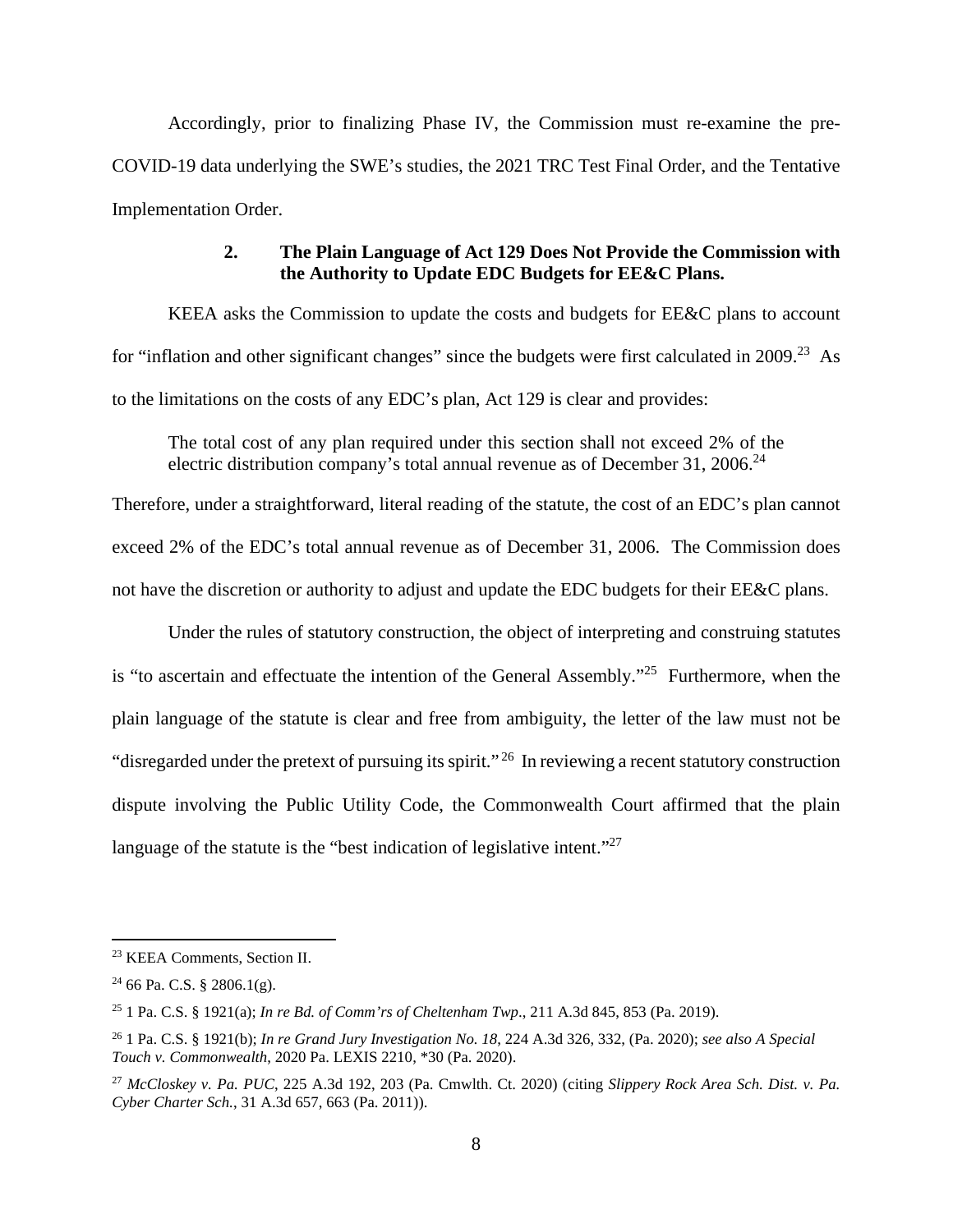Accordingly, prior to finalizing Phase IV, the Commission must re-examine the pre-COVID-19 data underlying the SWE's studies, the 2021 TRC Test Final Order, and the Tentative Implementation Order.

### 2. The Plain Language of Act 129 Does Not Provide the Commission with the Authority to Update EDC Budgets for EE&C Plans.

KEEA asks the Commission to update the costs and budgets for EE&C plans to account for "inflation and other significant changes" since the budgets were first calculated in 2009.[23] As to the limitations on the costs of any EDC's plan, Act 129 is clear and provides:

> The total cost of any plan required under this section shall not exceed 2% of the electric distribution company's total annual revenue as of December 31, 2006.[24]

Therefore, under a straightforward, literal reading of the statute, the cost of an EDC's plan cannot exceed 2% of the EDC's total annual revenue as of December 31, 2006. The Commission does not have the discretion or authority to adjust and update the EDC budgets for their EE&C plans.

Under the rules of statutory construction, the object of interpreting and construing statutes is "to ascertain and effectuate the intention of the General Assembly."[25] Furthermore, when the plain language of the statute is clear and free from ambiguity, the letter of the law must not be "disregarded under the pretext of pursuing its spirit."[26] In reviewing a recent statutory construction dispute involving the Public Utility Code, the Commonwealth Court affirmed that the plain language of the statute is the "best indication of legislative intent."[27]

---

[23] KEEA Comments, Section II.

[24] 66 Pa. C.S. § 2806.1(g).

[25] 1 Pa. C.S. § 1921(a); *In re Bd. of Comm'rs of Cheltenham Twp*., 211 A.3d 845, 853 (Pa. 2019).

[26] 1 Pa. C.S. § 1921(b); *In re Grand Jury Investigation No. 18*, 224 A.3d 326, 332, (Pa. 2020); *see also A Special Touch v. Commonwealth*, 2020 Pa. LEXIS 2210, *30 (Pa. 2020).

[27] *McCloskey v. Pa. PUC*, 225 A.3d 192, 203 (Pa. Cmwlth. Ct. 2020) (citing *Slippery Rock Area Sch. Dist. v. Pa. Cyber Charter Sch.*, 31 A.3d 657, 663 (Pa. 2011)).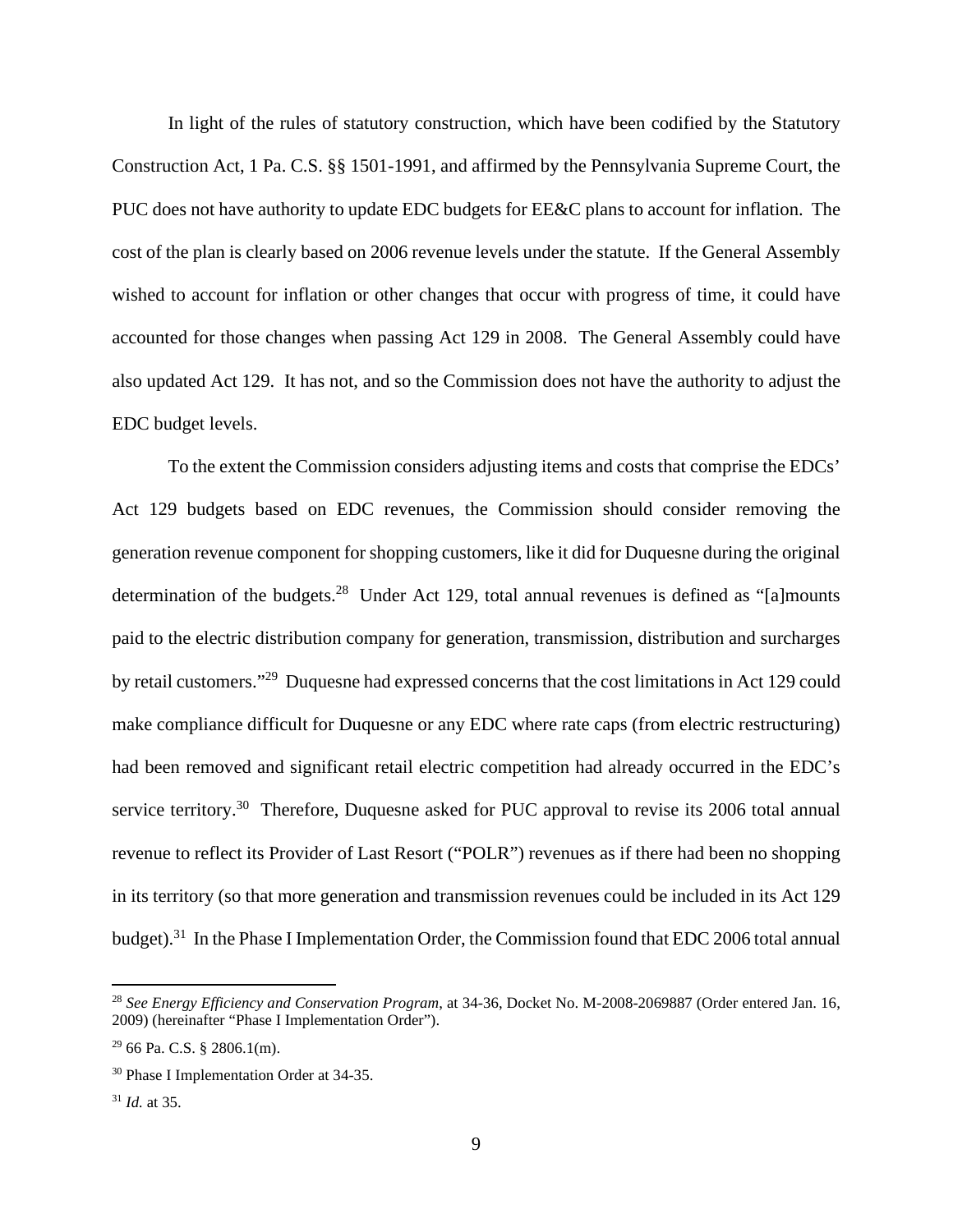In light of the rules of statutory construction, which have been codified by the Statutory Construction Act, 1 Pa. C.S. §§ 1501-1991, and affirmed by the Pennsylvania Supreme Court, the PUC does not have authority to update EDC budgets for EE&C plans to account for inflation. The cost of the plan is clearly based on 2006 revenue levels under the statute. If the General Assembly wished to account for inflation or other changes that occur with progress of time, it could have accounted for those changes when passing Act 129 in 2008. The General Assembly could have also updated Act 129. It has not, and so the Commission does not have the authority to adjust the EDC budget levels.

To the extent the Commission considers adjusting items and costs that comprise the EDCs' Act 129 budgets based on EDC revenues, the Commission should consider removing the generation revenue component for shopping customers, like it did for Duquesne during the original determination of the budgets.[28] Under Act 129, total annual revenues is defined as "[a]mounts paid to the electric distribution company for generation, transmission, distribution and surcharges by retail customers."[29] Duquesne had expressed concerns that the cost limitations in Act 129 could make compliance difficult for Duquesne or any EDC where rate caps (from electric restructuring) had been removed and significant retail electric competition had already occurred in the EDC's service territory.[30] Therefore, Duquesne asked for PUC approval to revise its 2006 total annual revenue to reflect its Provider of Last Resort ("POLR") revenues as if there had been no shopping in its territory (so that more generation and transmission revenues could be included in its Act 129 budget).[31] In the Phase I Implementation Order, the Commission found that EDC 2006 total annual

---

[28] *See Energy Efficiency and Conservation Program*, at 34-36, Docket No. M-2008-2069887 (Order entered Jan. 16, 2009) (hereinafter "Phase I Implementation Order").

[29] 66 Pa. C.S. § 2806.1(m).

[30] Phase I Implementation Order at 34-35.

[31] *Id.* at 35.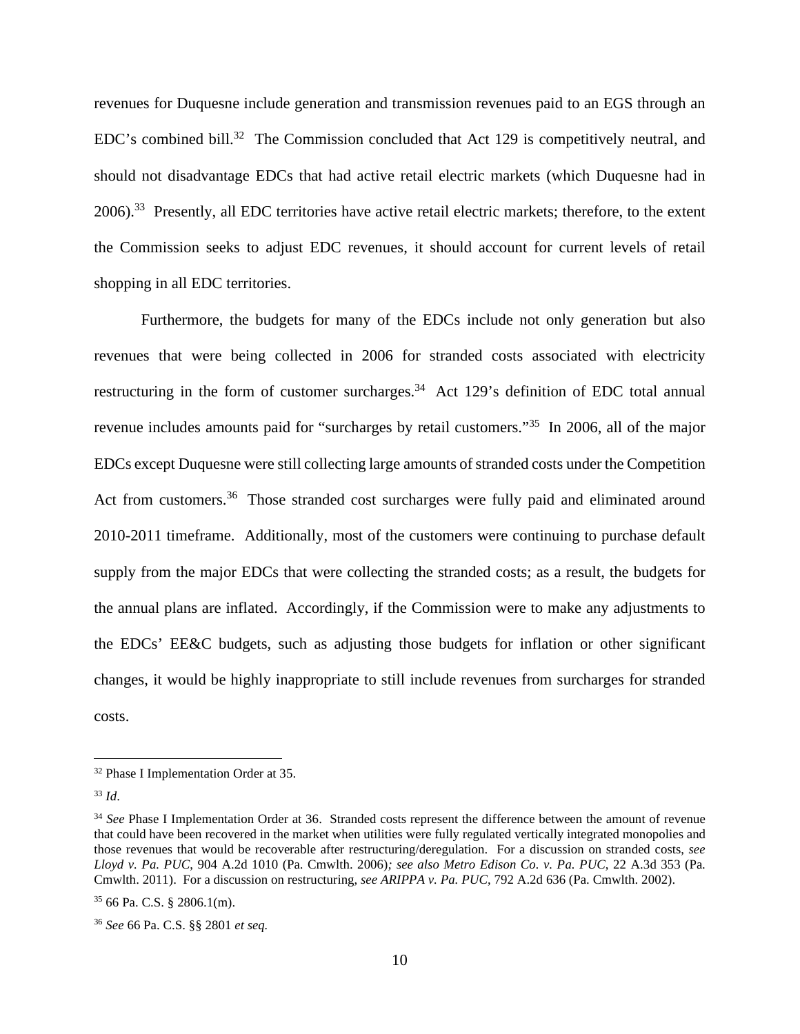revenues for Duquesne include generation and transmission revenues paid to an EGS through an EDC's combined bill.[32] The Commission concluded that Act 129 is competitively neutral, and should not disadvantage EDCs that had active retail electric markets (which Duquesne had in 2006).[33] Presently, all EDC territories have active retail electric markets; therefore, to the extent the Commission seeks to adjust EDC revenues, it should account for current levels of retail shopping in all EDC territories.

Furthermore, the budgets for many of the EDCs include not only generation but also revenues that were being collected in 2006 for stranded costs associated with electricity restructuring in the form of customer surcharges.[34] Act 129's definition of EDC total annual revenue includes amounts paid for "surcharges by retail customers."[35] In 2006, all of the major EDCs except Duquesne were still collecting large amounts of stranded costs under the Competition Act from customers.[36] Those stranded cost surcharges were fully paid and eliminated around 2010-2011 timeframe. Additionally, most of the customers were continuing to purchase default supply from the major EDCs that were collecting the stranded costs; as a result, the budgets for the annual plans are inflated. Accordingly, if the Commission were to make any adjustments to the EDCs' EE&C budgets, such as adjusting those budgets for inflation or other significant changes, it would be highly inappropriate to still include revenues from surcharges for stranded costs.

---

[32] Phase I Implementation Order at 35.

[33] *Id*.

[34] *See* Phase I Implementation Order at 36. Stranded costs represent the difference between the amount of revenue that could have been recovered in the market when utilities were fully regulated vertically integrated monopolies and those revenues that would be recoverable after restructuring/deregulation. For a discussion on stranded costs, *see Lloyd v. Pa. PUC*, 904 A.2d 1010 (Pa. Cmwlth. 2006)*; see also Metro Edison Co. v. Pa. PUC*, 22 A.3d 353 (Pa. Cmwlth. 2011). For a discussion on restructuring, *see ARIPPA v. Pa. PUC*, 792 A.2d 636 (Pa. Cmwlth. 2002).

[35] 66 Pa. C.S. § 2806.1(m).

[36] *See* 66 Pa. C.S. §§ 2801 *et seq.*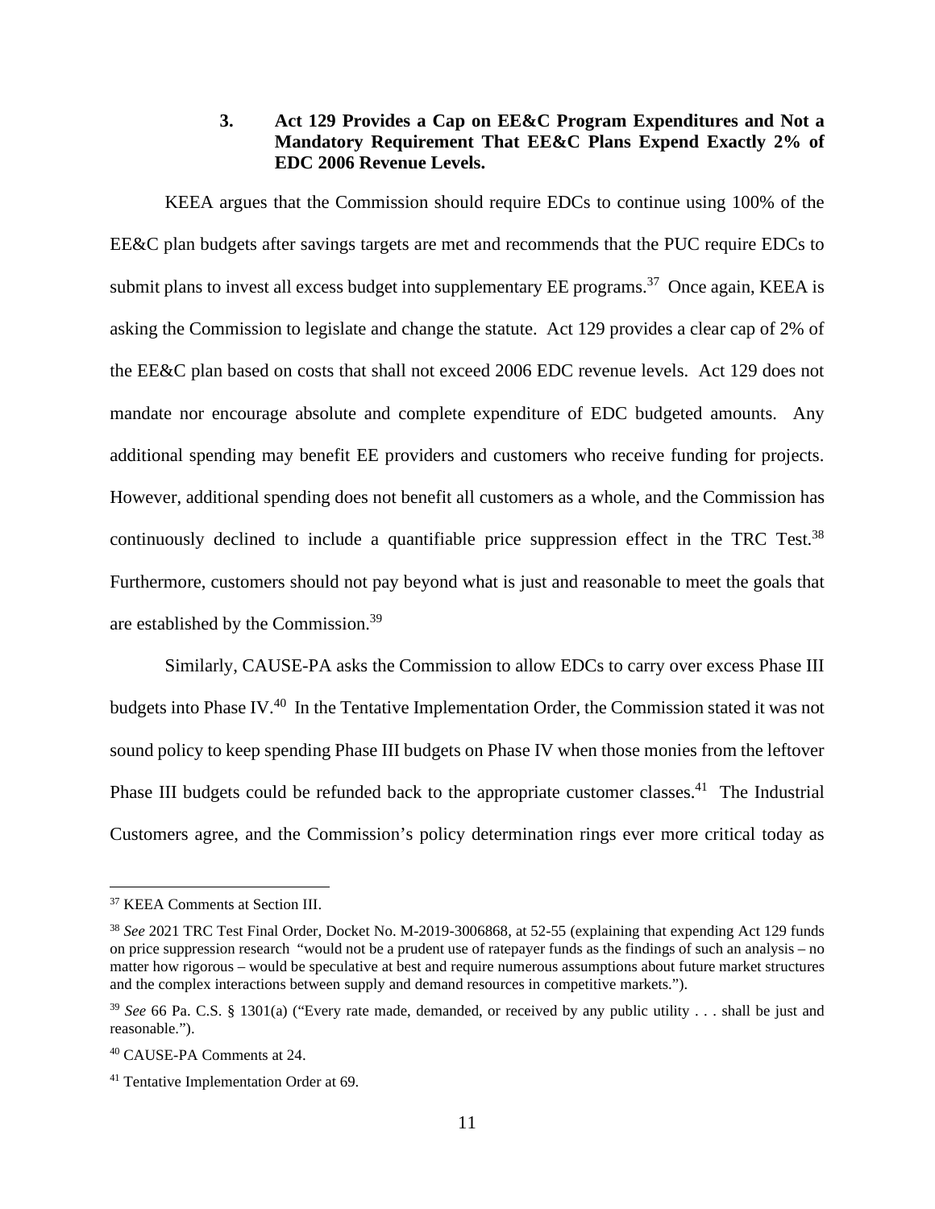### 3. Act 129 Provides a Cap on EE&C Program Expenditures and Not a Mandatory Requirement That EE&C Plans Expend Exactly 2% of EDC 2006 Revenue Levels.

KEEA argues that the Commission should require EDCs to continue using 100% of the EE&C plan budgets after savings targets are met and recommends that the PUC require EDCs to submit plans to invest all excess budget into supplementary EE programs.[37] Once again, KEEA is asking the Commission to legislate and change the statute. Act 129 provides a clear cap of 2% of the EE&C plan based on costs that shall not exceed 2006 EDC revenue levels. Act 129 does not mandate nor encourage absolute and complete expenditure of EDC budgeted amounts. Any additional spending may benefit EE providers and customers who receive funding for projects. However, additional spending does not benefit all customers as a whole, and the Commission has continuously declined to include a quantifiable price suppression effect in the TRC Test.[38] Furthermore, customers should not pay beyond what is just and reasonable to meet the goals that are established by the Commission.[39]

Similarly, CAUSE-PA asks the Commission to allow EDCs to carry over excess Phase III budgets into Phase IV.[40] In the Tentative Implementation Order, the Commission stated it was not sound policy to keep spending Phase III budgets on Phase IV when those monies from the leftover Phase III budgets could be refunded back to the appropriate customer classes.[41] The Industrial Customers agree, and the Commission's policy determination rings ever more critical today as

---

[37] KEEA Comments at Section III.

[38] *See* 2021 TRC Test Final Order, Docket No. M-2019-3006868, at 52-55 (explaining that expending Act 129 funds on price suppression research "would not be a prudent use of ratepayer funds as the findings of such an analysis – no matter how rigorous – would be speculative at best and require numerous assumptions about future market structures and the complex interactions between supply and demand resources in competitive markets.").

[39] *See* 66 Pa. C.S. § 1301(a) ("Every rate made, demanded, or received by any public utility . . . shall be just and reasonable.").

[40] CAUSE-PA Comments at 24.

[41] Tentative Implementation Order at 69.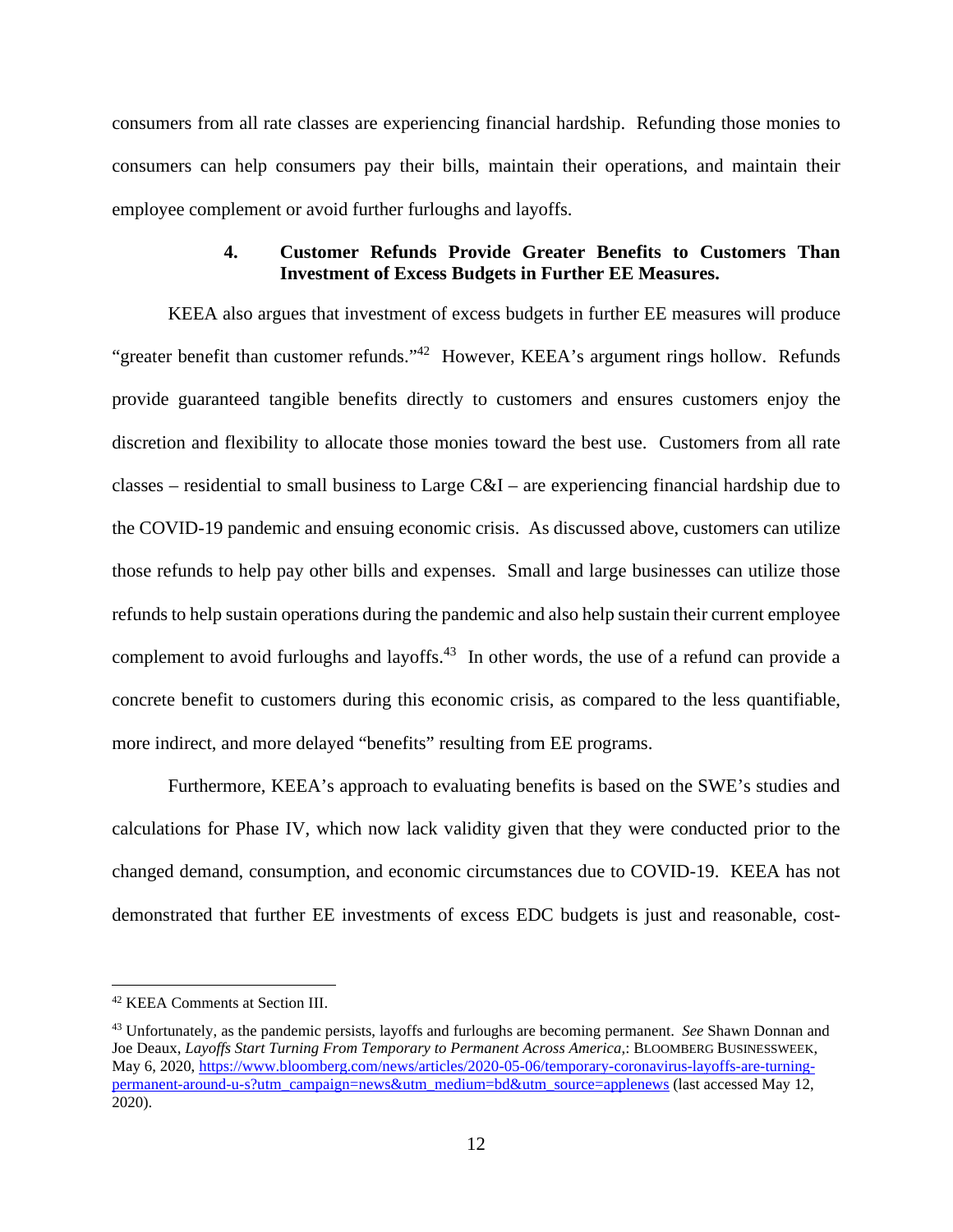consumers from all rate classes are experiencing financial hardship. Refunding those monies to consumers can help consumers pay their bills, maintain their operations, and maintain their employee complement or avoid further furloughs and layoffs.

#### 4. Customer Refunds Provide Greater Benefits to Customers Than Investment of Excess Budgets in Further EE Measures.

KEEA also argues that investment of excess budgets in further EE measures will produce "greater benefit than customer refunds."[42] However, KEEA's argument rings hollow. Refunds provide guaranteed tangible benefits directly to customers and ensures customers enjoy the discretion and flexibility to allocate those monies toward the best use. Customers from all rate classes – residential to small business to Large C&I – are experiencing financial hardship due to the COVID-19 pandemic and ensuing economic crisis. As discussed above, customers can utilize those refunds to help pay other bills and expenses. Small and large businesses can utilize those refunds to help sustain operations during the pandemic and also help sustain their current employee complement to avoid furloughs and layoffs.[43] In other words, the use of a refund can provide a concrete benefit to customers during this economic crisis, as compared to the less quantifiable, more indirect, and more delayed "benefits" resulting from EE programs.

Furthermore, KEEA's approach to evaluating benefits is based on the SWE's studies and calculations for Phase IV, which now lack validity given that they were conducted prior to the changed demand, consumption, and economic circumstances due to COVID-19. KEEA has not demonstrated that further EE investments of excess EDC budgets is just and reasonable, cost-

---

[42] KEEA Comments at Section III.

[43] Unfortunately, as the pandemic persists, layoffs and furloughs are becoming permanent. *See* Shawn Donnan and Joe Deaux, *Layoffs Start Turning From Temporary to Permanent Across America*,: BLOOMBERG BUSINESSWEEK, May 6, 2020, https://www.bloomberg.com/news/articles/2020-05-06/temporary-coronavirus-layoffs-are-turning-permanent-around-u-s?utm_campaign=news&utm_medium=bd&utm_source=applenews (last accessed May 12, 2020).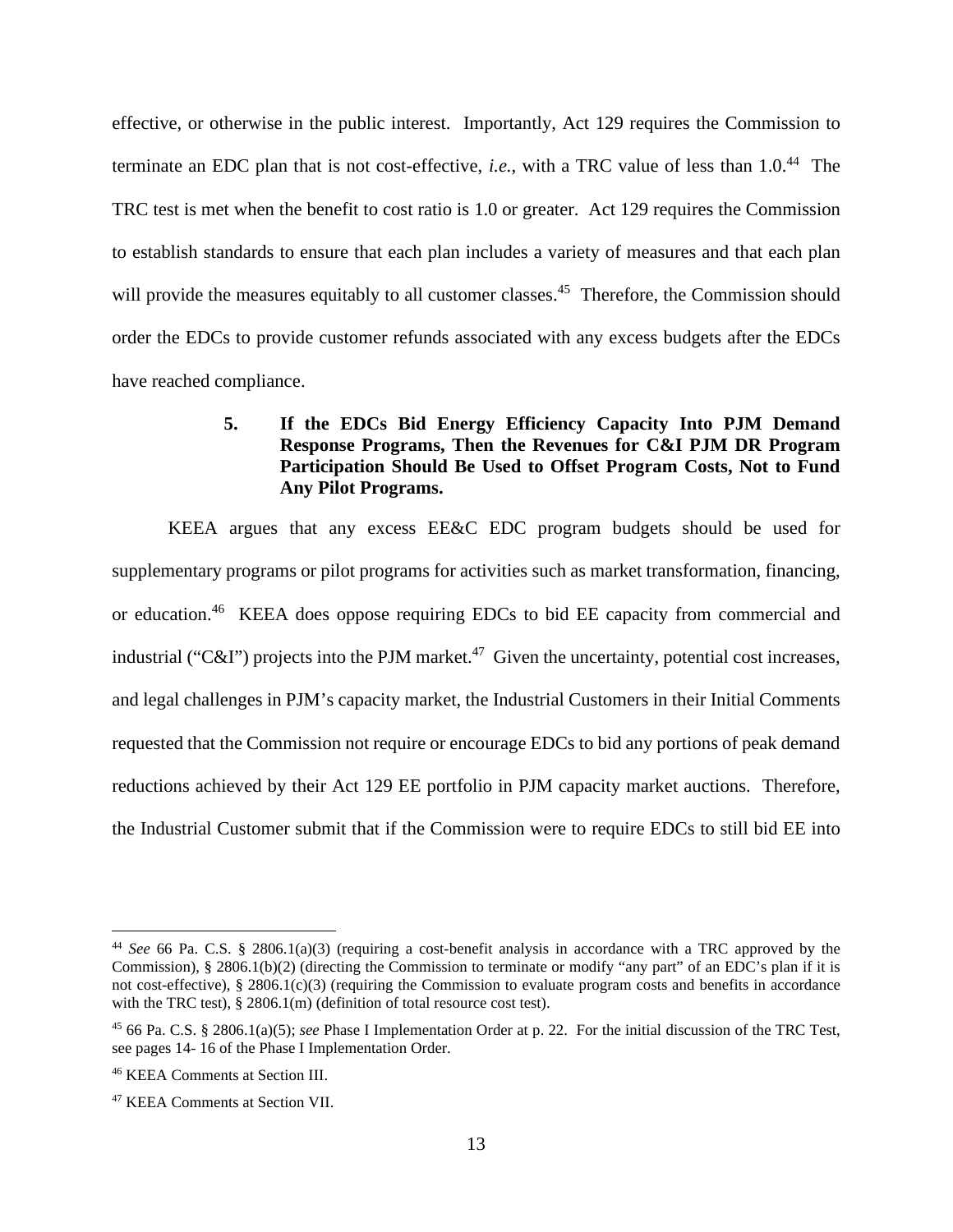effective, or otherwise in the public interest. Importantly, Act 129 requires the Commission to terminate an EDC plan that is not cost-effective, *i.e.*, with a TRC value of less than 1.0.[44] The TRC test is met when the benefit to cost ratio is 1.0 or greater. Act 129 requires the Commission to establish standards to ensure that each plan includes a variety of measures and that each plan will provide the measures equitably to all customer classes.[45] Therefore, the Commission should order the EDCs to provide customer refunds associated with any excess budgets after the EDCs have reached compliance.

### 5. If the EDCs Bid Energy Efficiency Capacity Into PJM Demand Response Programs, Then the Revenues for C&I PJM DR Program Participation Should Be Used to Offset Program Costs, Not to Fund Any Pilot Programs.

KEEA argues that any excess EE&C EDC program budgets should be used for supplementary programs or pilot programs for activities such as market transformation, financing, or education.[46] KEEA does oppose requiring EDCs to bid EE capacity from commercial and industrial ("C&I") projects into the PJM market.[47] Given the uncertainty, potential cost increases, and legal challenges in PJM's capacity market, the Industrial Customers in their Initial Comments requested that the Commission not require or encourage EDCs to bid any portions of peak demand reductions achieved by their Act 129 EE portfolio in PJM capacity market auctions. Therefore, the Industrial Customer submit that if the Commission were to require EDCs to still bid EE into

---

[44] *See* 66 Pa. C.S. § 2806.1(a)(3) (requiring a cost-benefit analysis in accordance with a TRC approved by the Commission), § 2806.1(b)(2) (directing the Commission to terminate or modify "any part" of an EDC's plan if it is not cost-effective), § 2806.1(c)(3) (requiring the Commission to evaluate program costs and benefits in accordance with the TRC test), § 2806.1(m) (definition of total resource cost test).

[45] 66 Pa. C.S. § 2806.1(a)(5); *see* Phase I Implementation Order at p. 22. For the initial discussion of the TRC Test, see pages 14- 16 of the Phase I Implementation Order.

[46] KEEA Comments at Section III.

[47] KEEA Comments at Section VII.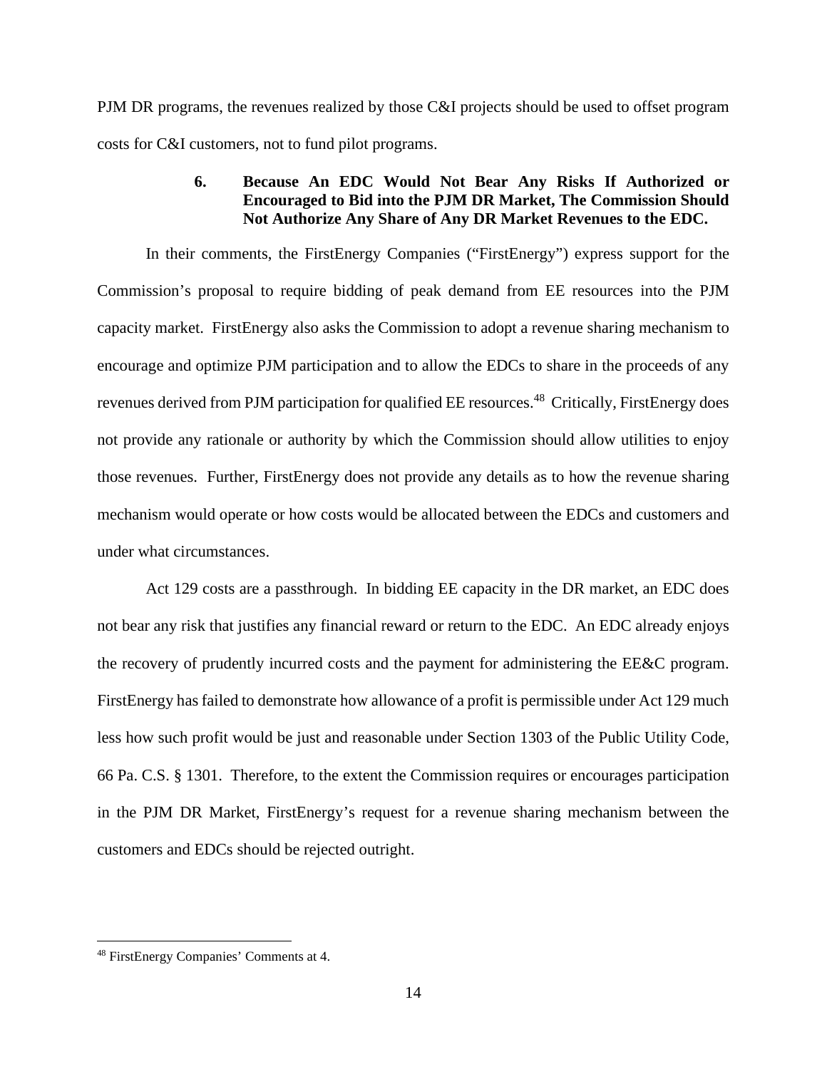PJM DR programs, the revenues realized by those C&I projects should be used to offset program costs for C&I customers, not to fund pilot programs.

### 6. Because An EDC Would Not Bear Any Risks If Authorized or Encouraged to Bid into the PJM DR Market, The Commission Should Not Authorize Any Share of Any DR Market Revenues to the EDC.

In their comments, the FirstEnergy Companies ("FirstEnergy") express support for the Commission's proposal to require bidding of peak demand from EE resources into the PJM capacity market. FirstEnergy also asks the Commission to adopt a revenue sharing mechanism to encourage and optimize PJM participation and to allow the EDCs to share in the proceeds of any revenues derived from PJM participation for qualified EE resources.[48] Critically, FirstEnergy does not provide any rationale or authority by which the Commission should allow utilities to enjoy those revenues. Further, FirstEnergy does not provide any details as to how the revenue sharing mechanism would operate or how costs would be allocated between the EDCs and customers and under what circumstances.

Act 129 costs are a passthrough. In bidding EE capacity in the DR market, an EDC does not bear any risk that justifies any financial reward or return to the EDC. An EDC already enjoys the recovery of prudently incurred costs and the payment for administering the EE&C program. FirstEnergy has failed to demonstrate how allowance of a profit is permissible under Act 129 much less how such profit would be just and reasonable under Section 1303 of the Public Utility Code, 66 Pa. C.S. § 1301. Therefore, to the extent the Commission requires or encourages participation in the PJM DR Market, FirstEnergy's request for a revenue sharing mechanism between the customers and EDCs should be rejected outright.

---

[48] FirstEnergy Companies' Comments at 4.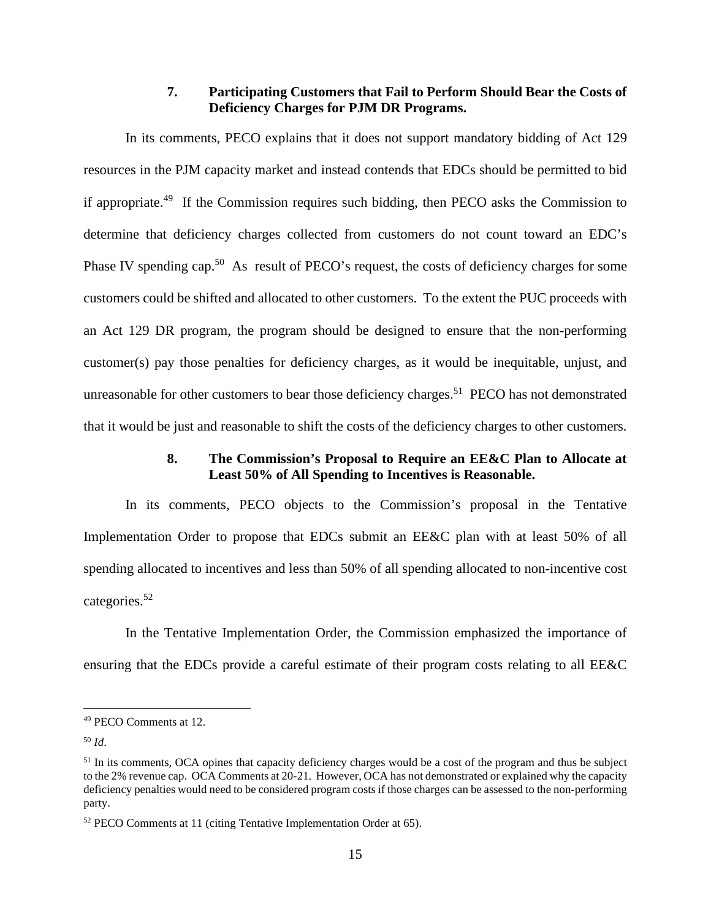### 7. Participating Customers that Fail to Perform Should Bear the Costs of Deficiency Charges for PJM DR Programs.

In its comments, PECO explains that it does not support mandatory bidding of Act 129 resources in the PJM capacity market and instead contends that EDCs should be permitted to bid if appropriate.[49] If the Commission requires such bidding, then PECO asks the Commission to determine that deficiency charges collected from customers do not count toward an EDC's Phase IV spending cap.[50] As result of PECO's request, the costs of deficiency charges for some customers could be shifted and allocated to other customers. To the extent the PUC proceeds with an Act 129 DR program, the program should be designed to ensure that the non-performing customer(s) pay those penalties for deficiency charges, as it would be inequitable, unjust, and unreasonable for other customers to bear those deficiency charges.[51] PECO has not demonstrated that it would be just and reasonable to shift the costs of the deficiency charges to other customers.

### 8. The Commission's Proposal to Require an EE&C Plan to Allocate at Least 50% of All Spending to Incentives is Reasonable.

In its comments, PECO objects to the Commission's proposal in the Tentative Implementation Order to propose that EDCs submit an EE&C plan with at least 50% of all spending allocated to incentives and less than 50% of all spending allocated to non-incentive cost categories.[52]

In the Tentative Implementation Order, the Commission emphasized the importance of ensuring that the EDCs provide a careful estimate of their program costs relating to all EE&C

---

[49] PECO Comments at 12.

[50] *Id*.

[51] In its comments, OCA opines that capacity deficiency charges would be a cost of the program and thus be subject to the 2% revenue cap. OCA Comments at 20-21. However, OCA has not demonstrated or explained why the capacity deficiency penalties would need to be considered program costs if those charges can be assessed to the non-performing party.

[52] PECO Comments at 11 (citing Tentative Implementation Order at 65).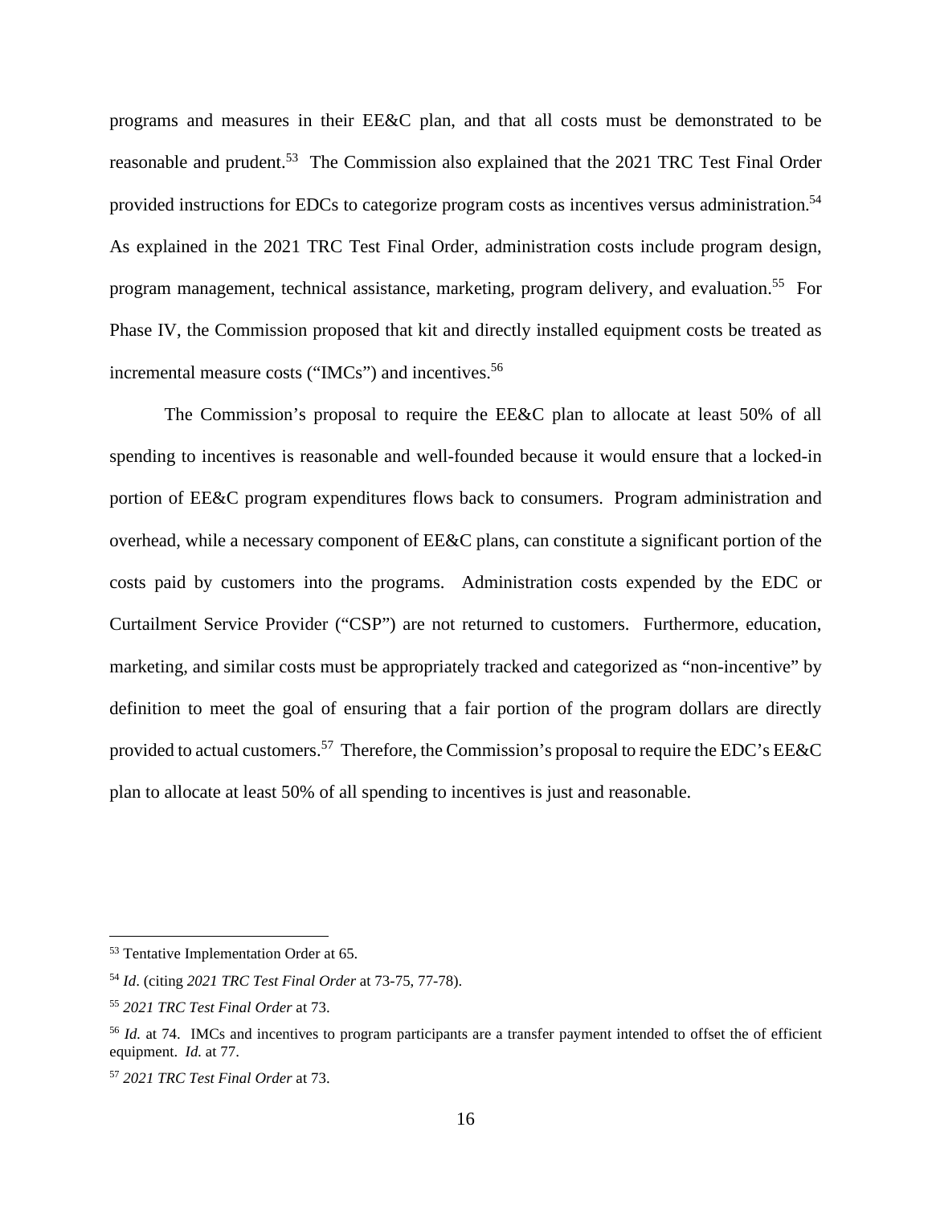programs and measures in their EE&C plan, and that all costs must be demonstrated to be reasonable and prudent.[53] The Commission also explained that the 2021 TRC Test Final Order provided instructions for EDCs to categorize program costs as incentives versus administration.[54] As explained in the 2021 TRC Test Final Order, administration costs include program design, program management, technical assistance, marketing, program delivery, and evaluation.[55] For Phase IV, the Commission proposed that kit and directly installed equipment costs be treated as incremental measure costs ("IMCs") and incentives.[56]

The Commission's proposal to require the EE&C plan to allocate at least 50% of all spending to incentives is reasonable and well-founded because it would ensure that a locked-in portion of EE&C program expenditures flows back to consumers. Program administration and overhead, while a necessary component of EE&C plans, can constitute a significant portion of the costs paid by customers into the programs. Administration costs expended by the EDC or Curtailment Service Provider ("CSP") are not returned to customers. Furthermore, education, marketing, and similar costs must be appropriately tracked and categorized as "non-incentive" by definition to meet the goal of ensuring that a fair portion of the program dollars are directly provided to actual customers.[57] Therefore, the Commission's proposal to require the EDC's EE&C plan to allocate at least 50% of all spending to incentives is just and reasonable.

---

[53] Tentative Implementation Order at 65.

[54] *Id*. (citing *2021 TRC Test Final Order* at 73-75, 77-78).

[55] *2021 TRC Test Final Order* at 73.

[56] *Id.* at 74. IMCs and incentives to program participants are a transfer payment intended to offset the of efficient equipment. *Id.* at 77.

[57] *2021 TRC Test Final Order* at 73.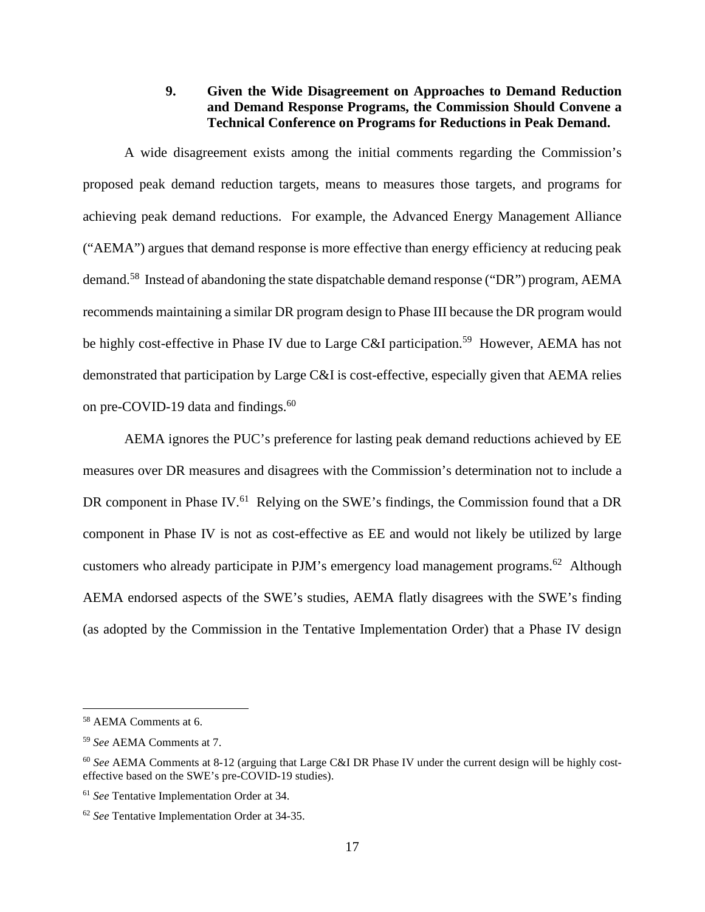### 9. Given the Wide Disagreement on Approaches to Demand Reduction and Demand Response Programs, the Commission Should Convene a Technical Conference on Programs for Reductions in Peak Demand.

A wide disagreement exists among the initial comments regarding the Commission's proposed peak demand reduction targets, means to measures those targets, and programs for achieving peak demand reductions. For example, the Advanced Energy Management Alliance ("AEMA") argues that demand response is more effective than energy efficiency at reducing peak demand.[58] Instead of abandoning the state dispatchable demand response ("DR") program, AEMA recommends maintaining a similar DR program design to Phase III because the DR program would be highly cost-effective in Phase IV due to Large C&I participation.[59] However, AEMA has not demonstrated that participation by Large C&I is cost-effective, especially given that AEMA relies on pre-COVID-19 data and findings.[60]

AEMA ignores the PUC's preference for lasting peak demand reductions achieved by EE measures over DR measures and disagrees with the Commission's determination not to include a DR component in Phase IV.[61] Relying on the SWE's findings, the Commission found that a DR component in Phase IV is not as cost-effective as EE and would not likely be utilized by large customers who already participate in PJM's emergency load management programs.[62] Although AEMA endorsed aspects of the SWE's studies, AEMA flatly disagrees with the SWE's finding (as adopted by the Commission in the Tentative Implementation Order) that a Phase IV design

---

[58] AEMA Comments at 6.

[59] *See* AEMA Comments at 7.

[60] *See* AEMA Comments at 8-12 (arguing that Large C&I DR Phase IV under the current design will be highly cost-effective based on the SWE's pre-COVID-19 studies).

[61] *See* Tentative Implementation Order at 34.

[62] *See* Tentative Implementation Order at 34-35.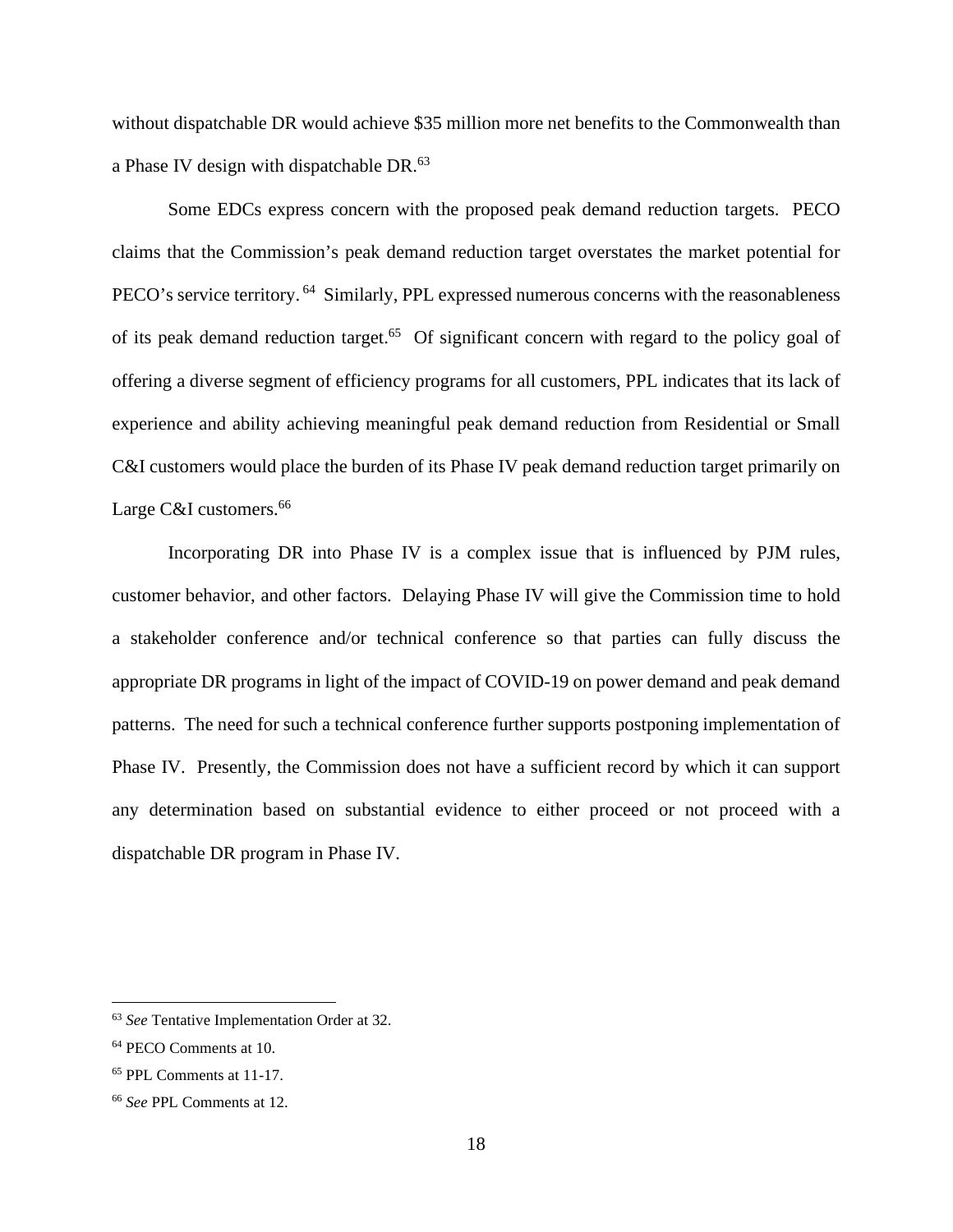without dispatchable DR would achieve $35 million more net benefits to the Commonwealth than a Phase IV design with dispatchable DR.[63]

Some EDCs express concern with the proposed peak demand reduction targets. PECO claims that the Commission's peak demand reduction target overstates the market potential for PECO's service territory.[64] Similarly, PPL expressed numerous concerns with the reasonableness of its peak demand reduction target.[65] Of significant concern with regard to the policy goal of offering a diverse segment of efficiency programs for all customers, PPL indicates that its lack of experience and ability achieving meaningful peak demand reduction from Residential or Small C&I customers would place the burden of its Phase IV peak demand reduction target primarily on Large C&I customers.[66]

Incorporating DR into Phase IV is a complex issue that is influenced by PJM rules, customer behavior, and other factors. Delaying Phase IV will give the Commission time to hold a stakeholder conference and/or technical conference so that parties can fully discuss the appropriate DR programs in light of the impact of COVID-19 on power demand and peak demand patterns. The need for such a technical conference further supports postponing implementation of Phase IV. Presently, the Commission does not have a sufficient record by which it can support any determination based on substantial evidence to either proceed or not proceed with a dispatchable DR program in Phase IV.

---

[63] *See* Tentative Implementation Order at 32.

[64] PECO Comments at 10.

[65] PPL Comments at 11-17.

[66] *See* PPL Comments at 12.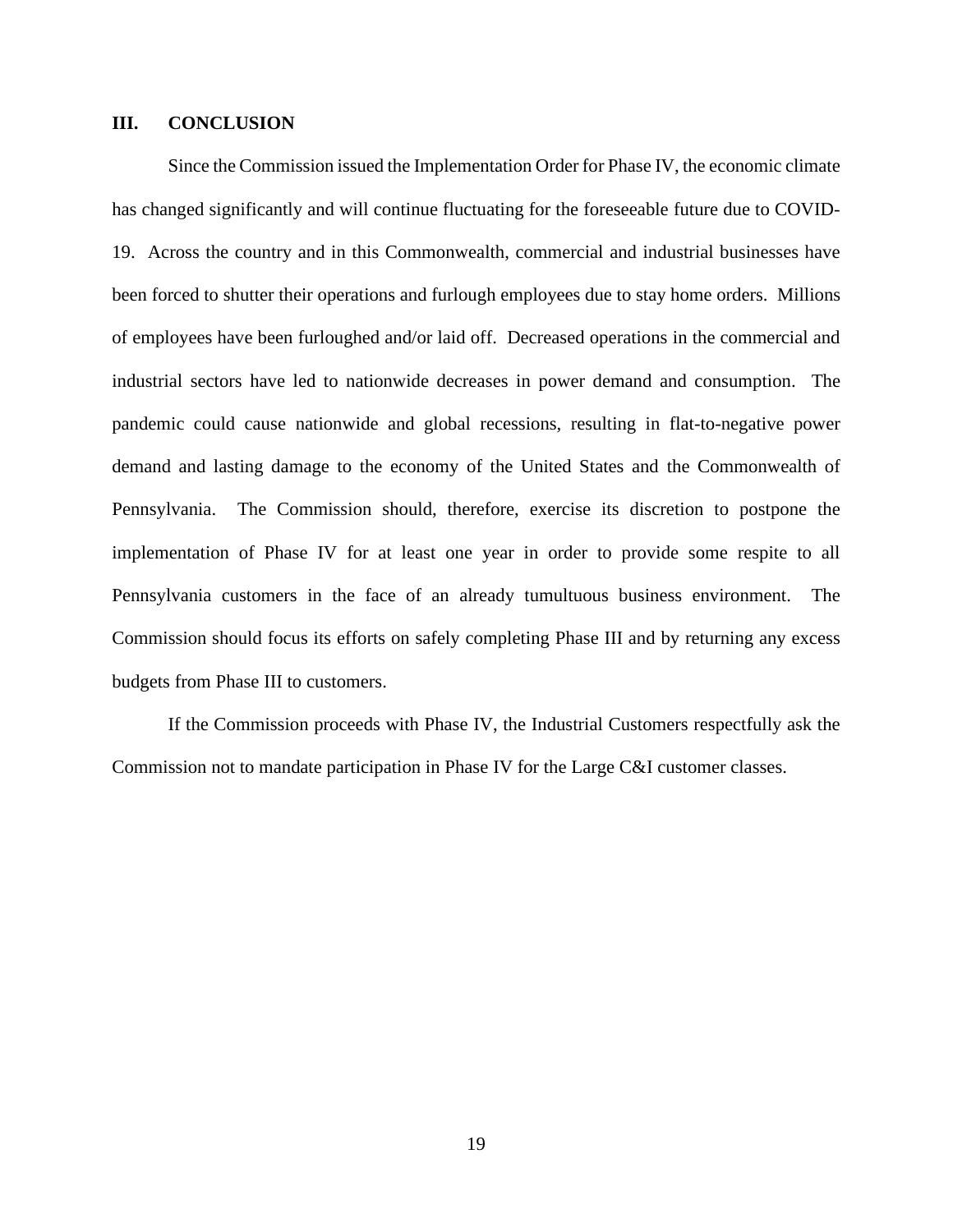## III. CONCLUSION

Since the Commission issued the Implementation Order for Phase IV, the economic climate has changed significantly and will continue fluctuating for the foreseeable future due to COVID-19. Across the country and in this Commonwealth, commercial and industrial businesses have been forced to shutter their operations and furlough employees due to stay home orders. Millions of employees have been furloughed and/or laid off. Decreased operations in the commercial and industrial sectors have led to nationwide decreases in power demand and consumption. The pandemic could cause nationwide and global recessions, resulting in flat-to-negative power demand and lasting damage to the economy of the United States and the Commonwealth of Pennsylvania. The Commission should, therefore, exercise its discretion to postpone the implementation of Phase IV for at least one year in order to provide some respite to all Pennsylvania customers in the face of an already tumultuous business environment. The Commission should focus its efforts on safely completing Phase III and by returning any excess budgets from Phase III to customers.

If the Commission proceeds with Phase IV, the Industrial Customers respectfully ask the Commission not to mandate participation in Phase IV for the Large C&I customer classes.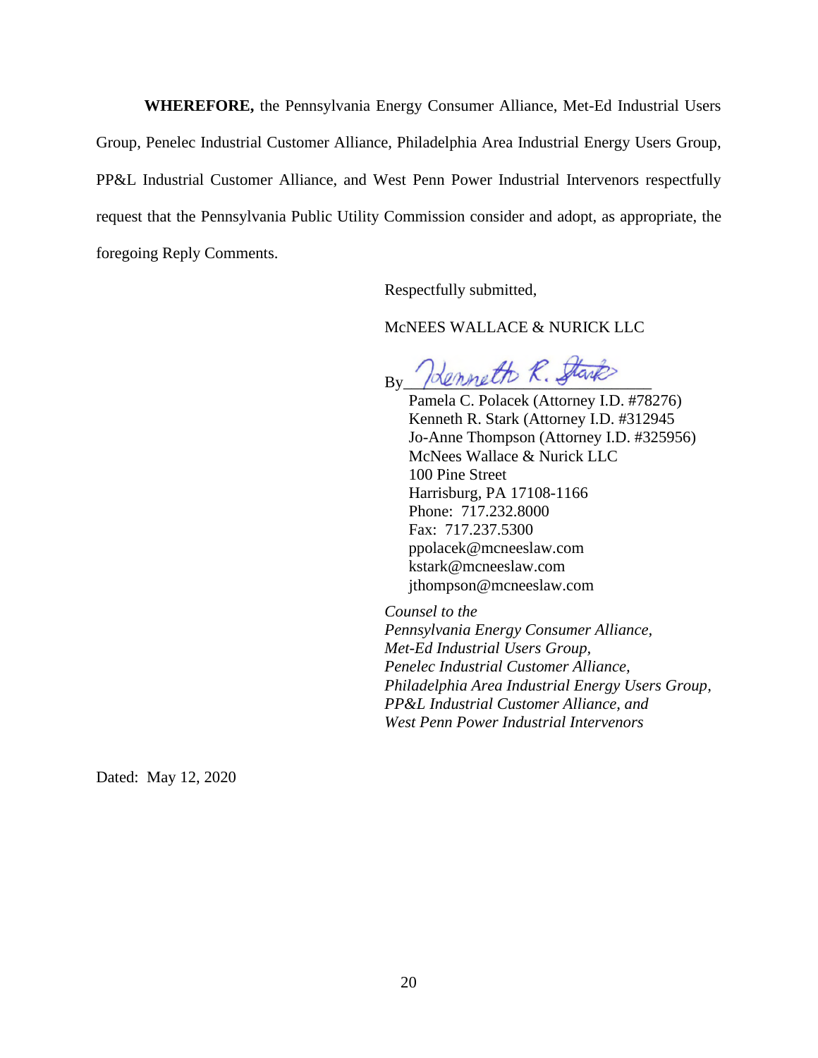**WHEREFORE,** the Pennsylvania Energy Consumer Alliance, Met-Ed Industrial Users Group, Penelec Industrial Customer Alliance, Philadelphia Area Industrial Energy Users Group, PP&L Industrial Customer Alliance, and West Penn Power Industrial Intervenors respectfully request that the Pennsylvania Public Utility Commission consider and adopt, as appropriate, the foregoing Reply Comments.

Respectfully submitted,

McNEES WALLACE & NURICK LLC

By Kenneth R. Stark

Pamela C. Polacek (Attorney I.D. #78276)
Kenneth R. Stark (Attorney I.D. #312945
Jo-Anne Thompson (Attorney I.D. #325956)
McNees Wallace & Nurick LLC
100 Pine Street
Harrisburg, PA 17108-1166
Phone: 717.232.8000
Fax: 717.237.5300
ppolacek@mcneeslaw.com
kstark@mcneeslaw.com
jthompson@mcneeslaw.com

*Counsel to the*
*Pennsylvania Energy Consumer Alliance,*
*Met-Ed Industrial Users Group,*
*Penelec Industrial Customer Alliance,*
*Philadelphia Area Industrial Energy Users Group,*
*PP&L Industrial Customer Alliance, and*
*West Penn Power Industrial Intervenors*

Dated: May 12, 2020